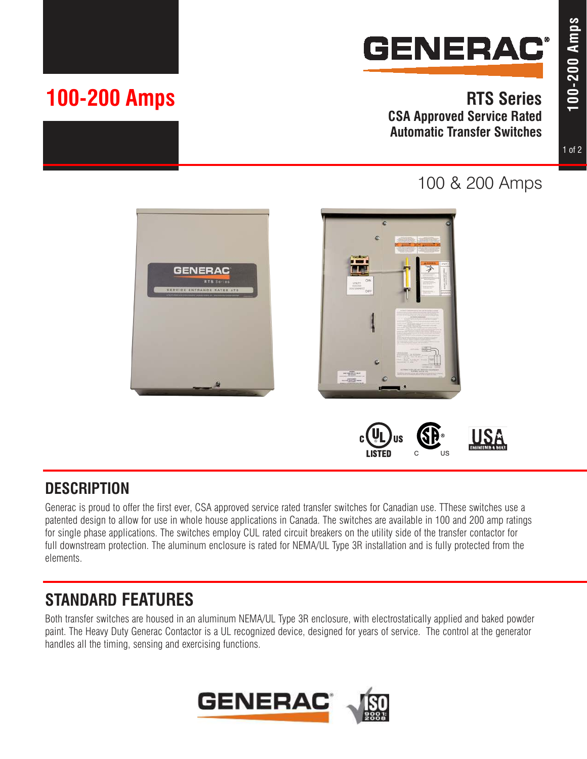# 100-200 Amps

## RTS Series

### CSA Approved Service Rated Automatic Transfer Switches

100 & 200 Amps

## DESCRIPTION

Generac is proud to offer the first ever, CSA approved service rated transfer switches for Canadian use. TThese switches use a patented design to allow for use in whole house applications in Canada. The switches are available in 100 and 200 amp ratings for single phase applications. The switches employ CUL rated circuit breakers on the utility side of the transfer contactor for full downstream protection. The aluminum enclosure is rated for NEMA/UL Type 3R installation and is fully protected from the elements.

## STANDARD FEATURES

Both transfer switches are housed in an aluminum NEMA/UL Type 3R enclosure, with electrostatically applied and baked powder paint. The Heavy Duty Generac Contactor is a UL recognized device, designed for years of service. The control at the generator handles all the timing, sensing and exercising functions.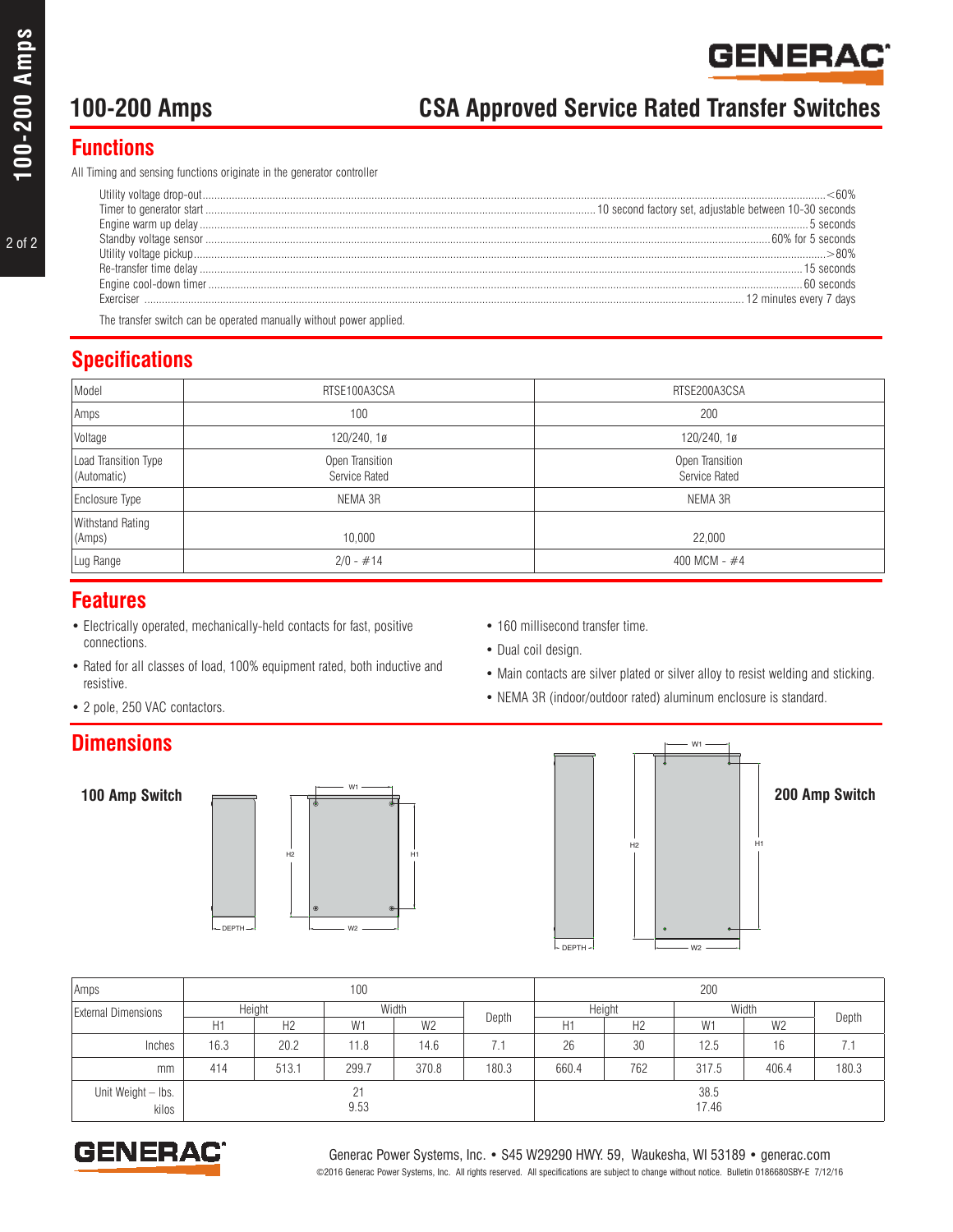# 100-200 Amps

# CSA Approved Service Rated Transfer Switches

## Functions

All Timing and sensing functions originate in the generator controller

- Utility voltage drop-out .......... <60%
- Timer to generator start .......... 10 second factory set, adjustable between 10-30 seconds
- Engine warm up delay .......... 5 seconds
- Standby voltage sensor .......... 60% for 5 seconds
- Utility voltage pickup .......... >80%
- Re-transfer time delay .......... 15 seconds
- Engine cool-down timer .......... 60 seconds
- Exerciser .......... 12 minutes every 7 days

The transfer switch can be operated manually without power applied.

## Specifications

| Model | RTSE100A3CSA | RTSE200A3CSA |
|---|---|---|
| Amps | 100 | 200 |
| Voltage | 120/240, 1ø | 120/240, 1ø |
| Load Transition Type (Automatic) | Open Transition Service Rated | Open Transition Service Rated |
| Enclosure Type | NEMA 3R | NEMA 3R |
| Withstand Rating (Amps) | 10,000 | 22,000 |
| Lug Range | 2/0 - #14 | 400 MCM - #4 |

## Features

- Electrically operated, mechanically-held contacts for fast, positive connections.
- Rated for all classes of load, 100% equipment rated, both inductive and resistive.
- 2 pole, 250 VAC contactors.
- 160 millisecond transfer time.
- Dual coil design.
- Main contacts are silver plated or silver alloy to resist welding and sticking.
- NEMA 3R (indoor/outdoor rated) aluminum enclosure is standard.

## Dimensions

**100 Amp Switch**

DEPTH
W1
W2
H1
H2

**200 Amp Switch**

DEPTH
W1
W2
H1
H2

| Amps | 100 | | | | | 200 | | | | |
|---|---|---|---|---|---|---|---|---|---|---|
| External Dimensions | Height | | Width | | Depth | Height | | Width | | Depth |
| | H1 | H2 | W1 | W2 | | H1 | H2 | W1 | W2 | |
| Inches | 16.3 | 20.2 | 11.8 | 14.6 | 7.1 | 26 | 30 | 12.5 | 16 | 7.1 |
| mm | 414 | 513.1 | 299.7 | 370.8 | 180.3 | 660.4 | 762 | 317.5 | 406.4 | 180.3 |
| Unit Weight – lbs. kilos | 21 9.53 | | | | | 38.5 17.46 | | | | |

Generac Power Systems, Inc. • S45 W29290 HWY. 59, Waukesha, WI 53189 • generac.com

©2016 Generac Power Systems, Inc. All rights reserved. All specifications are subject to change without notice. Bulletin 0186680SBY-E 7/12/16